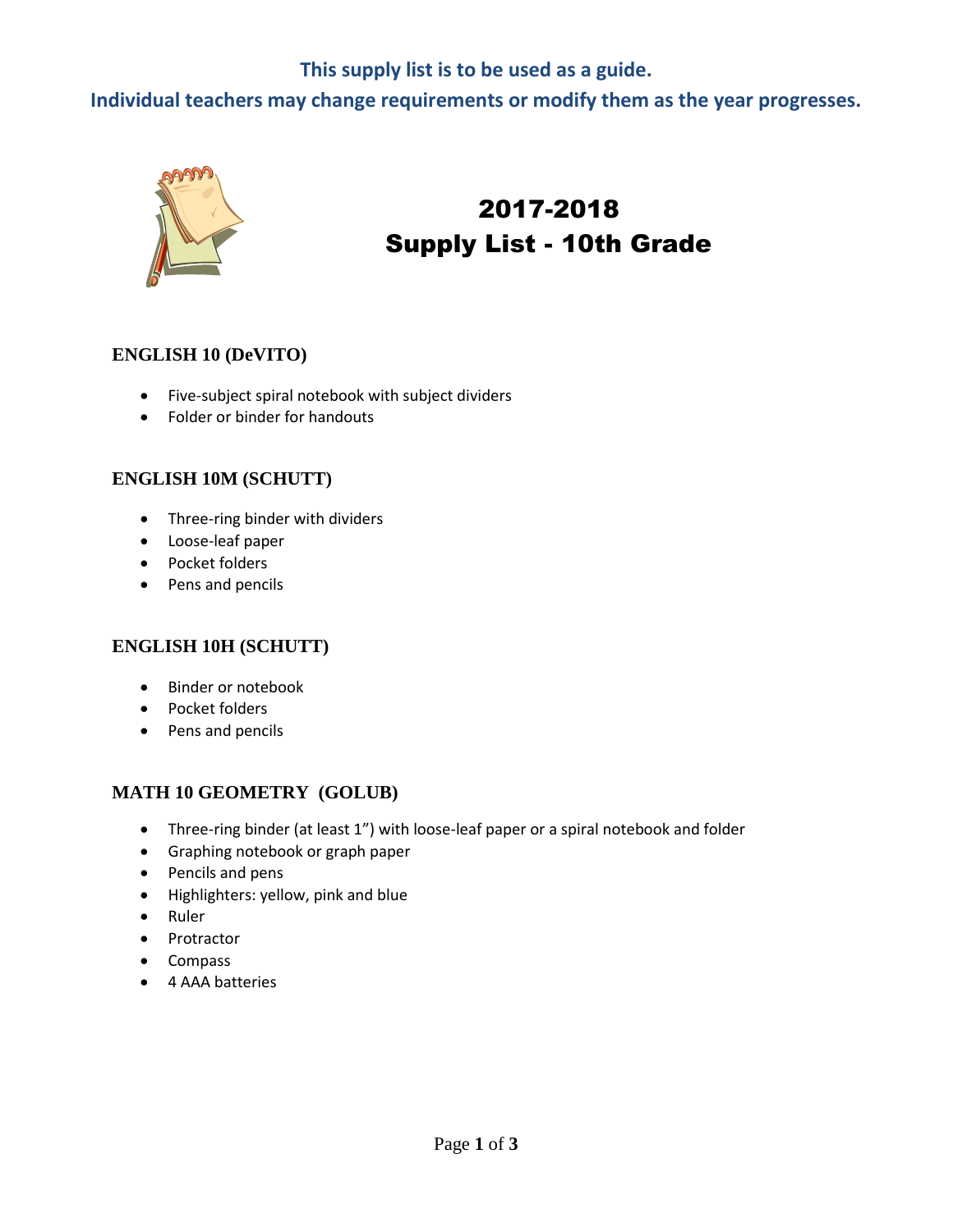**This supply list is to be used as a guide.**

**Individual teachers may change requirements or modify them as the year progresses.**

# 2017-2018
# Supply List - 10th Grade

### ENGLISH 10 (DeVITO)

- Five-subject spiral notebook with subject dividers
- Folder or binder for handouts

### ENGLISH 10M (SCHUTT)

- Three-ring binder with dividers
- Loose-leaf paper
- Pocket folders
- Pens and pencils

### ENGLISH 10H (SCHUTT)

- Binder or notebook
- Pocket folders
- Pens and pencils

### MATH 10 GEOMETRY (GOLUB)

- Three-ring binder (at least 1") with loose-leaf paper or a spiral notebook and folder
- Graphing notebook or graph paper
- Pencils and pens
- Highlighters: yellow, pink and blue
- Ruler
- Protractor
- Compass
- 4 AAA batteries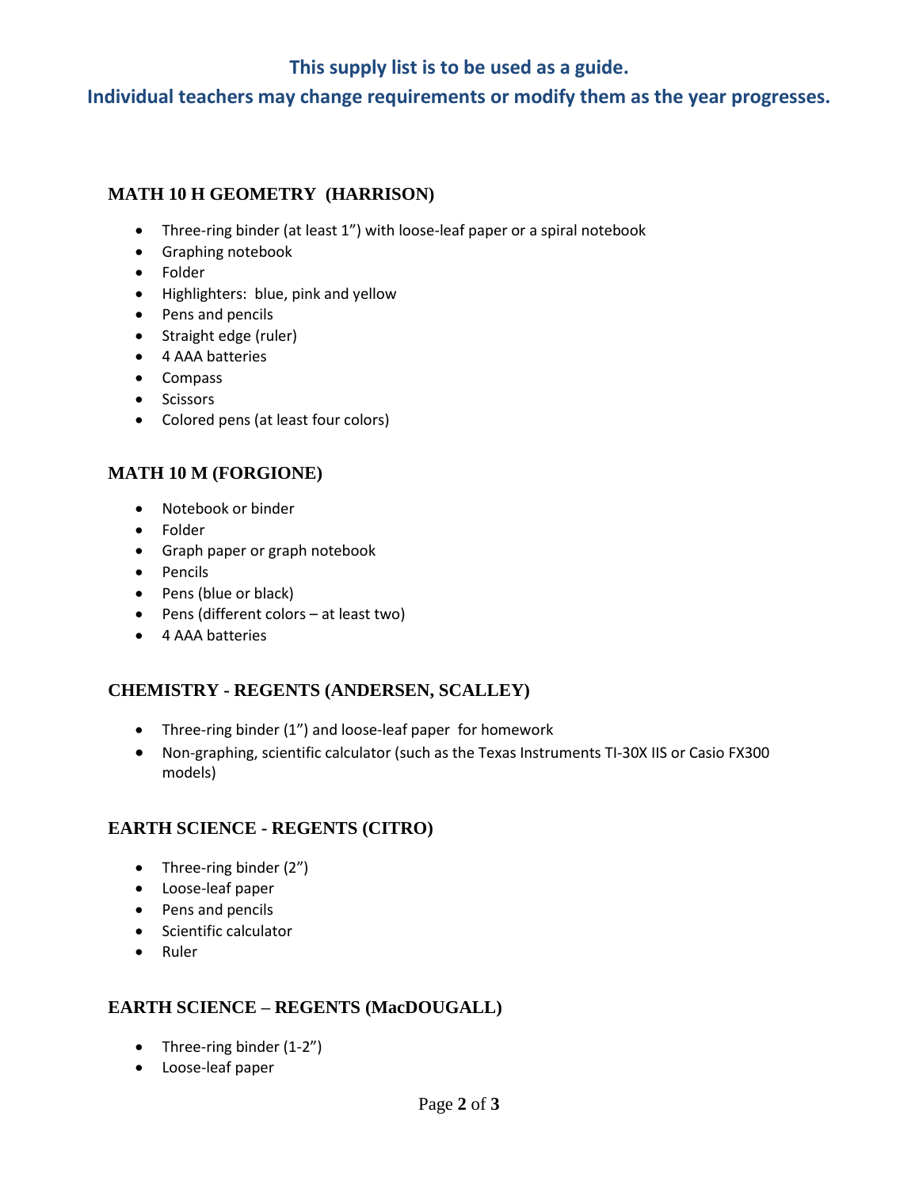**This supply list is to be used as a guide.**

**Individual teachers may change requirements or modify them as the year progresses.**

### MATH 10 H GEOMETRY (HARRISON)

- Three-ring binder (at least 1”) with loose-leaf paper or a spiral notebook
- Graphing notebook
- Folder
- Highlighters: blue, pink and yellow
- Pens and pencils
- Straight edge (ruler)
- 4 AAA batteries
- Compass
- Scissors
- Colored pens (at least four colors)

### MATH 10 M (FORGIONE)

- Notebook or binder
- Folder
- Graph paper or graph notebook
- Pencils
- Pens (blue or black)
- Pens (different colors – at least two)
- 4 AAA batteries

### CHEMISTRY - REGENTS (ANDERSEN, SCALLEY)

- Three-ring binder (1”) and loose-leaf paper for homework
- Non-graphing, scientific calculator (such as the Texas Instruments TI-30X IIS or Casio FX300 models)

### EARTH SCIENCE - REGENTS (CITRO)

- Three-ring binder (2”)
- Loose-leaf paper
- Pens and pencils
- Scientific calculator
- Ruler

### EARTH SCIENCE – REGENTS (MacDOUGALL)

- Three-ring binder (1-2”)
- Loose-leaf paper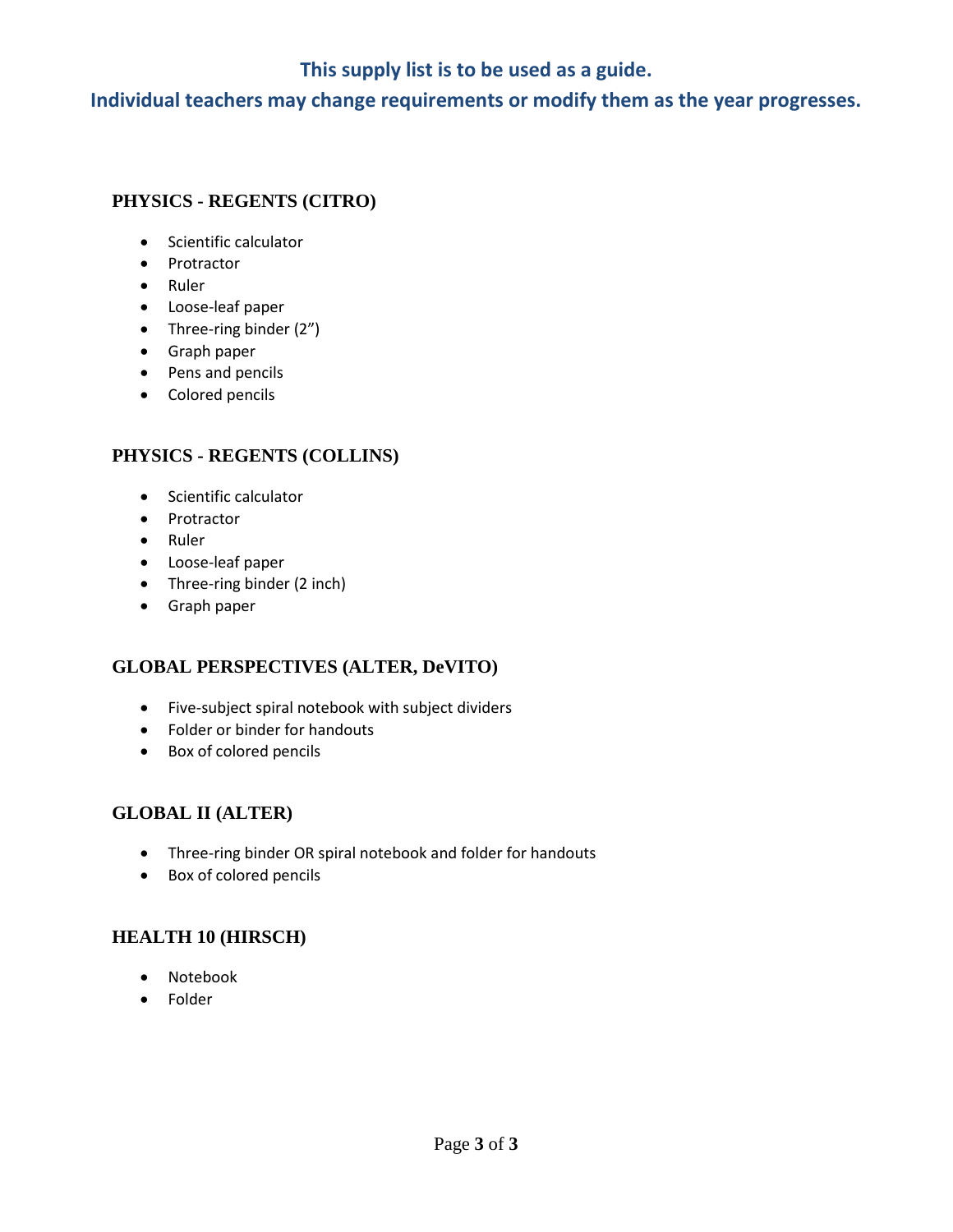**This supply list is to be used as a guide.**

**Individual teachers may change requirements or modify them as the year progresses.**

### PHYSICS - REGENTS (CITRO)

- Scientific calculator
- Protractor
- Ruler
- Loose-leaf paper
- Three-ring binder (2")
- Graph paper
- Pens and pencils
- Colored pencils

### PHYSICS - REGENTS (COLLINS)

- Scientific calculator
- Protractor
- Ruler
- Loose-leaf paper
- Three-ring binder (2 inch)
- Graph paper

### GLOBAL PERSPECTIVES (ALTER, DeVITO)

- Five-subject spiral notebook with subject dividers
- Folder or binder for handouts
- Box of colored pencils

### GLOBAL II (ALTER)

- Three-ring binder OR spiral notebook and folder for handouts
- Box of colored pencils

### HEALTH 10 (HIRSCH)

- Notebook
- Folder